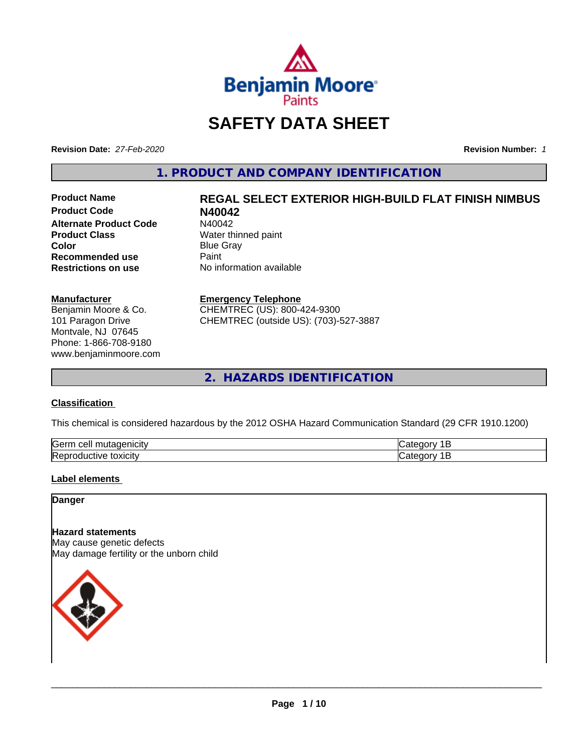# SAFETY DATA SHEET

**Revision Date:** *27-Feb-2020* **Revision Number:** *1*

## 1. PRODUCT AND COMPANY IDENTIFICATION

| | |
|---|---|
| **Product Name** | **REGAL SELECT EXTERIOR HIGH-BUILD FLAT FINISH NIMBUS** |
| **Product Code** | **N40042** |
| **Alternate Product Code** | N40042 |
| **Product Class** | Water thinned paint |
| **Color** | Blue Gray |
| **Recommended use** | Paint |
| **Restrictions on use** | No information available |

**Manufacturer**
Benjamin Moore & Co.
101 Paragon Drive
Montvale, NJ 07645
Phone: 1-866-708-9180
www.benjaminmoore.com

**Emergency Telephone**
CHEMTREC (US): 800-424-9300
CHEMTREC (outside US): (703)-527-3887

## 2. HAZARDS IDENTIFICATION

### Classification

This chemical is considered hazardous by the 2012 OSHA Hazard Communication Standard (29 CFR 1910.1200)

| | |
|---|---|
| Germ cell mutagenicity | Category 1B |
| Reproductive toxicity | Category 1B |

### Label elements

**Danger**

**Hazard statements**
May cause genetic defects
May damage fertility or the unborn child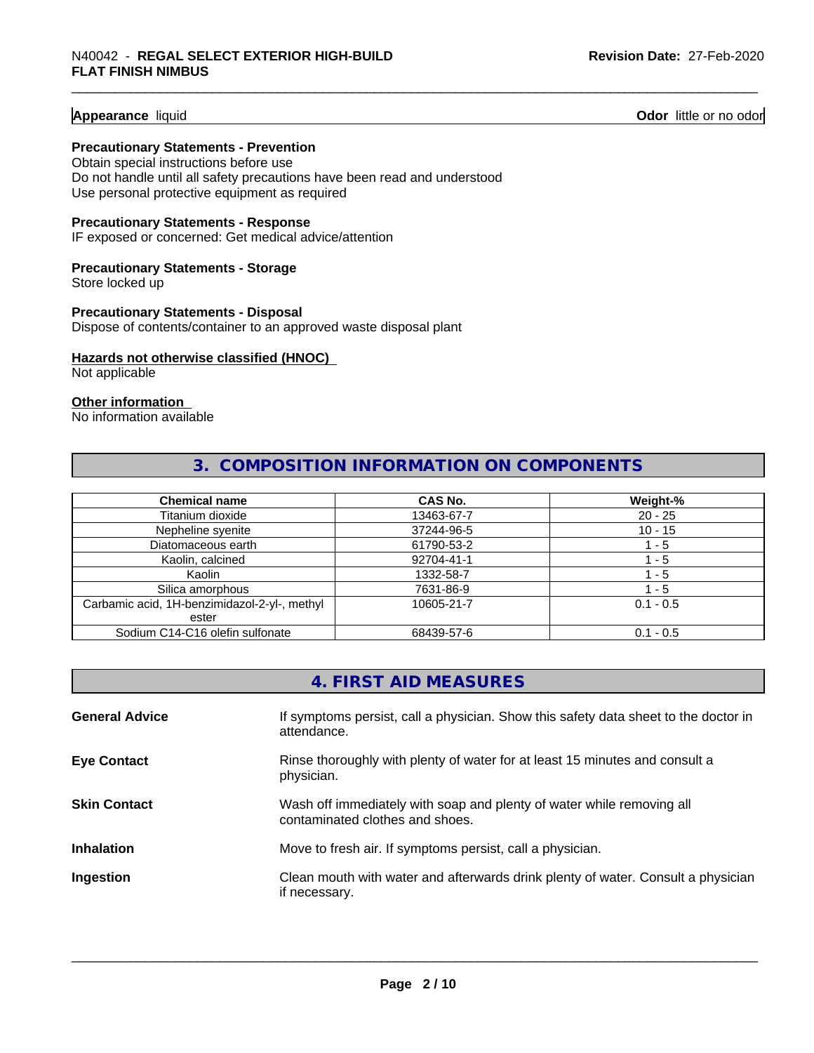**Appearance** liquid **Odor** little or no odor

**Precautionary Statements - Prevention**

Obtain special instructions before use
Do not handle until all safety precautions have been read and understood
Use personal protective equipment as required

**Precautionary Statements - Response**

IF exposed or concerned: Get medical advice/attention

**Precautionary Statements - Storage**

Store locked up

**Precautionary Statements - Disposal**

Dispose of contents/container to an approved waste disposal plant

**Hazards not otherwise classified (HNOC)**

Not applicable

**Other information**

No information available

## 3. COMPOSITION INFORMATION ON COMPONENTS

| Chemical name | CAS No. | Weight-% |
|---|---|---|
| Titanium dioxide | 13463-67-7 | 20 - 25 |
| Nepheline syenite | 37244-96-5 | 10 - 15 |
| Diatomaceous earth | 61790-53-2 | 1 - 5 |
| Kaolin, calcined | 92704-41-1 | 1 - 5 |
| Kaolin | 1332-58-7 | 1 - 5 |
| Silica amorphous | 7631-86-9 | 1 - 5 |
| Carbamic acid, 1H-benzimidazol-2-yl-, methyl ester | 10605-21-7 | 0.1 - 0.5 |
| Sodium C14-C16 olefin sulfonate | 68439-57-6 | 0.1 - 0.5 |

## 4. FIRST AID MEASURES

**General Advice** If symptoms persist, call a physician. Show this safety data sheet to the doctor in attendance.

**Eye Contact** Rinse thoroughly with plenty of water for at least 15 minutes and consult a physician.

**Skin Contact** Wash off immediately with soap and plenty of water while removing all contaminated clothes and shoes.

**Inhalation** Move to fresh air. If symptoms persist, call a physician.

**Ingestion** Clean mouth with water and afterwards drink plenty of water. Consult a physician if necessary.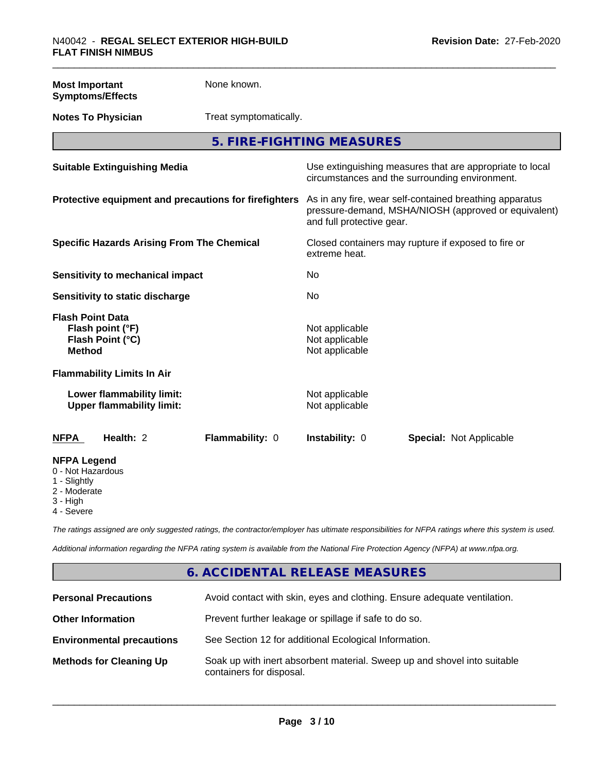| | |
|---|---|
| **Most Important Symptoms/Effects** | None known. |
| **Notes To Physician** | Treat symptomatically. |

## 5. FIRE-FIGHTING MEASURES

| | |
|---|---|
| **Suitable Extinguishing Media** | Use extinguishing measures that are appropriate to local circumstances and the surrounding environment. |
| **Protective equipment and precautions for firefighters** | As in any fire, wear self-contained breathing apparatus pressure-demand, MSHA/NIOSH (approved or equivalent) and full protective gear. |
| **Specific Hazards Arising From The Chemical** | Closed containers may rupture if exposed to fire or extreme heat. |
| **Sensitivity to mechanical impact** | No |
| **Sensitivity to static discharge** | No |
| **Flash Point Data** | |
| **Flash point (°F)** | Not applicable |
| **Flash Point (°C)** | Not applicable |
| **Method** | Not applicable |
| **Flammability Limits In Air** | |
| **Lower flammability limit:** | Not applicable |
| **Upper flammability limit:** | Not applicable |

| | | | | |
|---|---|---|---|---|
| **NFPA** | **Health:** 2 | **Flammability:** 0 | **Instability:** 0 | **Special:** Not Applicable |

**NFPA Legend**
- 0 - Not Hazardous
- 1 - Slightly
- 2 - Moderate
- 3 - High
- 4 - Severe

*The ratings assigned are only suggested ratings, the contractor/employer has ultimate responsibilities for NFPA ratings where this system is used.*

*Additional information regarding the NFPA rating system is available from the National Fire Protection Agency (NFPA) at www.nfpa.org.*

## 6. ACCIDENTAL RELEASE MEASURES

| | |
|---|---|
| **Personal Precautions** | Avoid contact with skin, eyes and clothing. Ensure adequate ventilation. |
| **Other Information** | Prevent further leakage or spillage if safe to do so. |
| **Environmental precautions** | See Section 12 for additional Ecological Information. |
| **Methods for Cleaning Up** | Soak up with inert absorbent material. Sweep up and shovel into suitable containers for disposal. |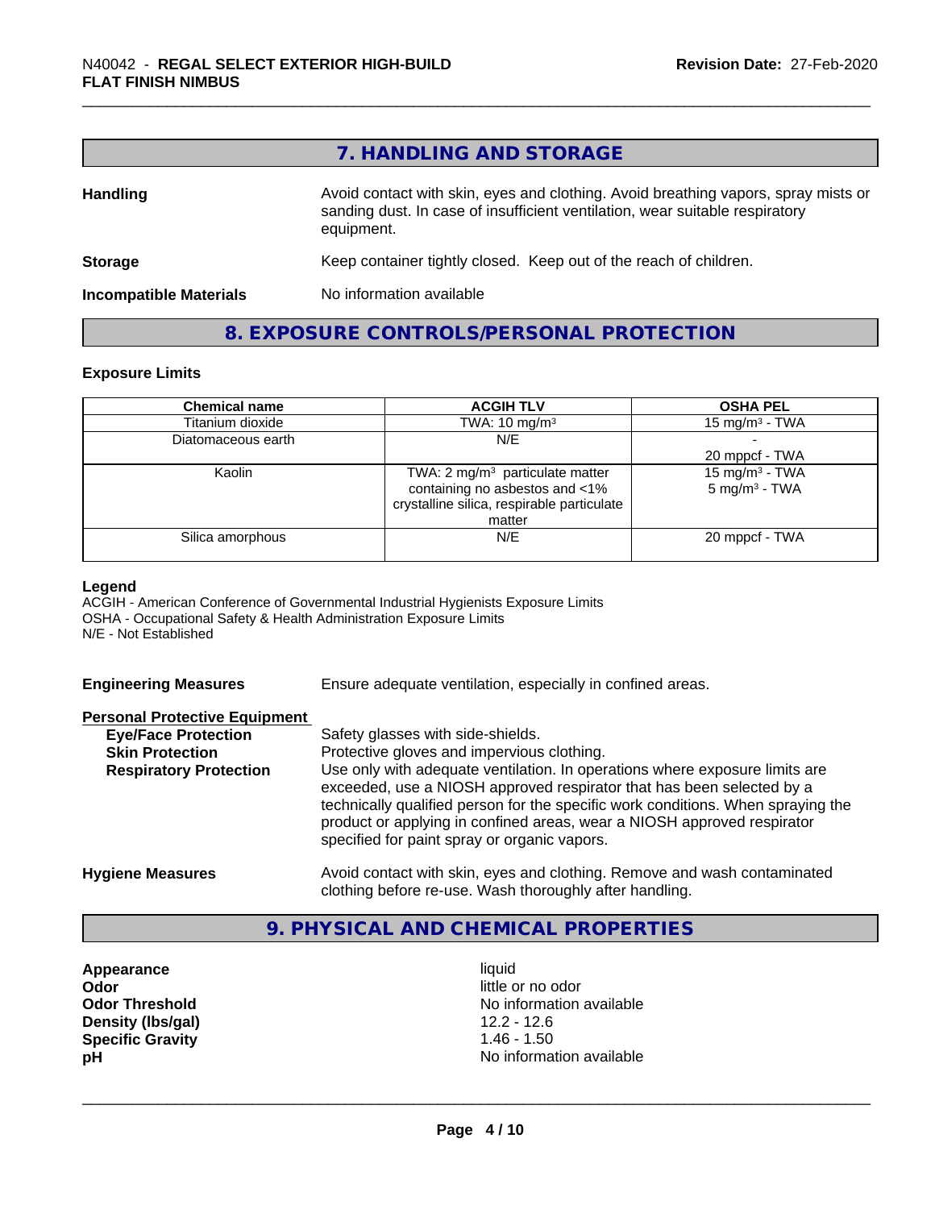## 7. HANDLING AND STORAGE

**Handling** Avoid contact with skin, eyes and clothing. Avoid breathing vapors, spray mists or sanding dust. In case of insufficient ventilation, wear suitable respiratory equipment.

**Storage** Keep container tightly closed. Keep out of the reach of children.

**Incompatible Materials** No information available

## 8. EXPOSURE CONTROLS/PERSONAL PROTECTION

### Exposure Limits

| Chemical name | ACGIH TLV | OSHA PEL |
|---|---|---|
| Titanium dioxide | TWA: 10 mg/m³ | 15 mg/m³ - TWA |
| Diatomaceous earth | N/E | -<br>20 mppcf - TWA |
| Kaolin | TWA: 2 mg/m³ particulate matter containing no asbestos and <1% crystalline silica, respirable particulate matter | 15 mg/m³ - TWA<br>5 mg/m³ - TWA |
| Silica amorphous | N/E | 20 mppcf - TWA |

**Legend**
ACGIH - American Conference of Governmental Industrial Hygienists Exposure Limits
OSHA - Occupational Safety & Health Administration Exposure Limits
N/E - Not Established

**Engineering Measures** Ensure adequate ventilation, especially in confined areas.

**Personal Protective Equipment**

**Eye/Face Protection** Safety glasses with side-shields.

**Skin Protection** Protective gloves and impervious clothing.

**Respiratory Protection** Use only with adequate ventilation. In operations where exposure limits are exceeded, use a NIOSH approved respirator that has been selected by a technically qualified person for the specific work conditions. When spraying the product or applying in confined areas, wear a NIOSH approved respirator specified for paint spray or organic vapors.

**Hygiene Measures** Avoid contact with skin, eyes and clothing. Remove and wash contaminated clothing before re-use. Wash thoroughly after handling.

## 9. PHYSICAL AND CHEMICAL PROPERTIES

**Appearance** liquid
**Odor** little or no odor
**Odor Threshold** No information available
**Density (lbs/gal)** 12.2 - 12.6
**Specific Gravity** 1.46 - 1.50
**pH** No information available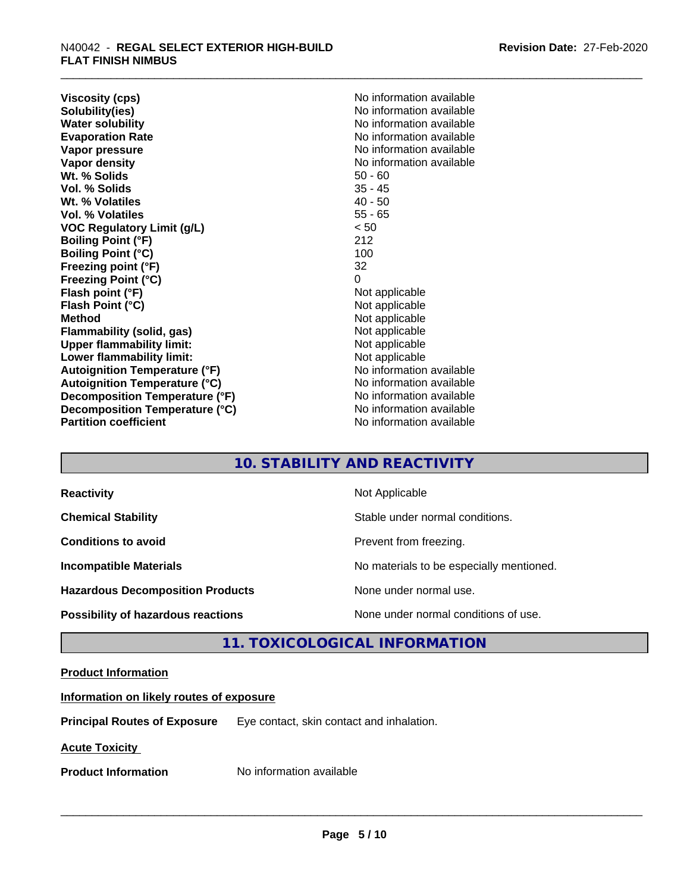| | |
|---|---|
| **Viscosity (cps)** | No information available |
| **Solubility(ies)** | No information available |
| **Water solubility** | No information available |
| **Evaporation Rate** | No information available |
| **Vapor pressure** | No information available |
| **Vapor density** | No information available |
| **Wt. % Solids** | 50 - 60 |
| **Vol. % Solids** | 35 - 45 |
| **Wt. % Volatiles** | 40 - 50 |
| **Vol. % Volatiles** | 55 - 65 |
| **VOC Regulatory Limit (g/L)** | < 50 |
| **Boiling Point (°F)** | 212 |
| **Boiling Point (°C)** | 100 |
| **Freezing point (°F)** | 32 |
| **Freezing Point (°C)** | 0 |
| **Flash point (°F)** | Not applicable |
| **Flash Point (°C)** | Not applicable |
| **Method** | Not applicable |
| **Flammability (solid, gas)** | Not applicable |
| **Upper flammability limit:** | Not applicable |
| **Lower flammability limit:** | Not applicable |
| **Autoignition Temperature (°F)** | No information available |
| **Autoignition Temperature (°C)** | No information available |
| **Decomposition Temperature (°F)** | No information available |
| **Decomposition Temperature (°C)** | No information available |
| **Partition coefficient** | No information available |

## 10. STABILITY AND REACTIVITY

| | |
|---|---|
| **Reactivity** | Not Applicable |
| **Chemical Stability** | Stable under normal conditions. |
| **Conditions to avoid** | Prevent from freezing. |
| **Incompatible Materials** | No materials to be especially mentioned. |
| **Hazardous Decomposition Products** | None under normal use. |
| **Possibility of hazardous reactions** | None under normal conditions of use. |

## 11. TOXICOLOGICAL INFORMATION

**Product Information**

**Information on likely routes of exposure**

**Principal Routes of Exposure** Eye contact, skin contact and inhalation.

**Acute Toxicity**

**Product Information** No information available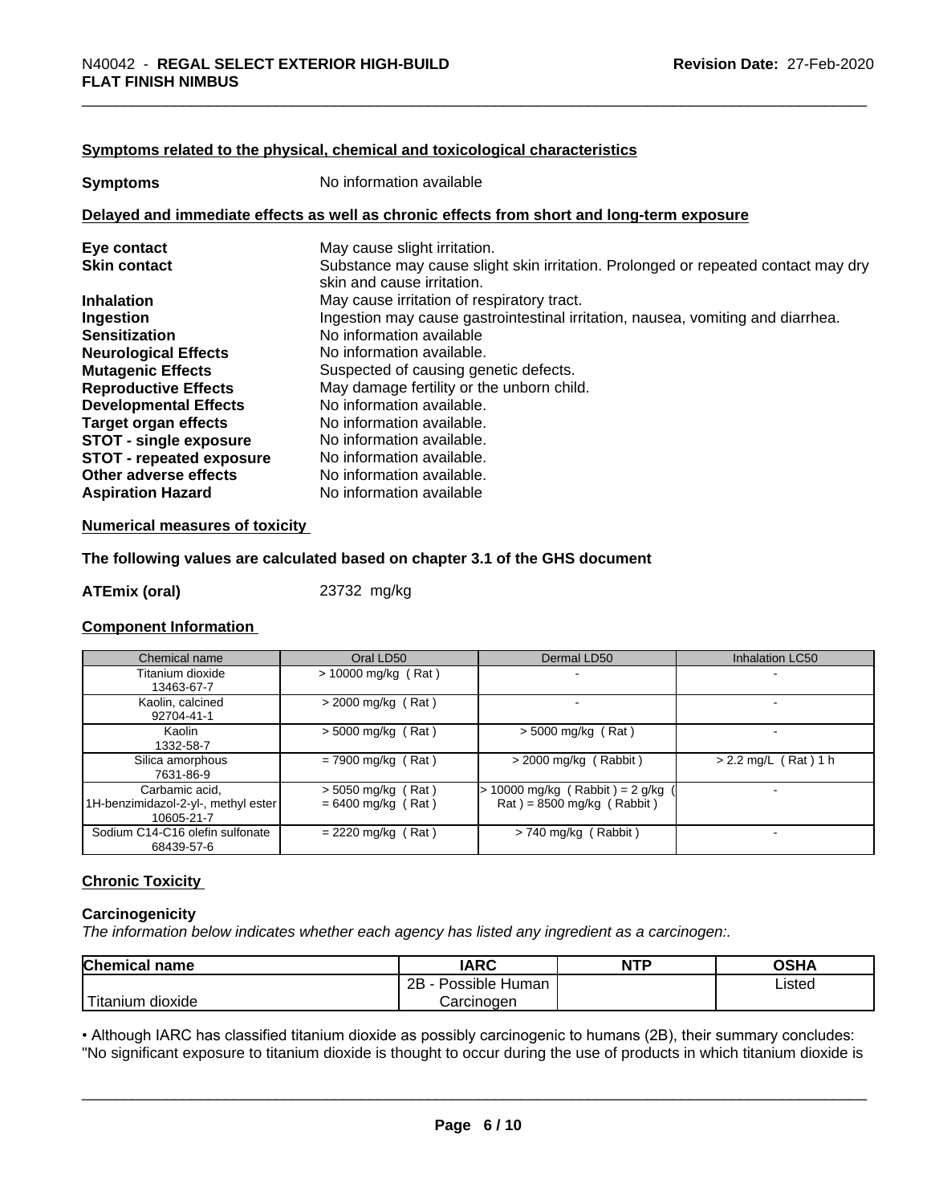### Symptoms related to the physical, chemical and toxicological characteristics

**Symptoms** No information available

### Delayed and immediate effects as well as chronic effects from short and long-term exposure

| | |
|---|---|
| **Eye contact** | May cause slight irritation. |
| **Skin contact** | Substance may cause slight skin irritation. Prolonged or repeated contact may dry skin and cause irritation. |
| **Inhalation** | May cause irritation of respiratory tract. |
| **Ingestion** | Ingestion may cause gastrointestinal irritation, nausea, vomiting and diarrhea. |
| **Sensitization** | No information available |
| **Neurological Effects** | No information available. |
| **Mutagenic Effects** | Suspected of causing genetic defects. |
| **Reproductive Effects** | May damage fertility or the unborn child. |
| **Developmental Effects** | No information available. |
| **Target organ effects** | No information available. |
| **STOT - single exposure** | No information available. |
| **STOT - repeated exposure** | No information available. |
| **Other adverse effects** | No information available. |
| **Aspiration Hazard** | No information available |

### Numerical measures of toxicity

**The following values are calculated based on chapter 3.1 of the GHS document**

**ATEmix (oral)** 23732 mg/kg

### Component Information

| Chemical name | Oral LD50 | Dermal LD50 | Inhalation LC50 |
|---|---|---|---|
| Titanium dioxide<br>13463-67-7 | > 10000 mg/kg ( Rat ) | - | - |
| Kaolin, calcined<br>92704-41-1 | > 2000 mg/kg ( Rat ) | - | - |
| Kaolin<br>1332-58-7 | > 5000 mg/kg ( Rat ) | > 5000 mg/kg ( Rat ) | - |
| Silica amorphous<br>7631-86-9 | = 7900 mg/kg ( Rat ) | > 2000 mg/kg ( Rabbit ) | > 2.2 mg/L ( Rat ) 1 h |
| Carbamic acid, 1H-benzimidazol-2-yl-, methyl ester<br>10605-21-7 | > 5050 mg/kg ( Rat )<br>= 6400 mg/kg ( Rat ) | > 10000 mg/kg ( Rabbit ) = 2 g/kg ( Rat ) = 8500 mg/kg ( Rabbit ) | - |
| Sodium C14-C16 olefin sulfonate<br>68439-57-6 | = 2220 mg/kg ( Rat ) | > 740 mg/kg ( Rabbit ) | - |

### Chronic Toxicity

**Carcinogenicity**

*The information below indicates whether each agency has listed any ingredient as a carcinogen:.*

| Chemical name | IARC | NTP | OSHA |
|---|---|---|---|
| Titanium dioxide | 2B - Possible Human Carcinogen | | Listed |

• Although IARC has classified titanium dioxide as possibly carcinogenic to humans (2B), their summary concludes: "No significant exposure to titanium dioxide is thought to occur during the use of products in which titanium dioxide is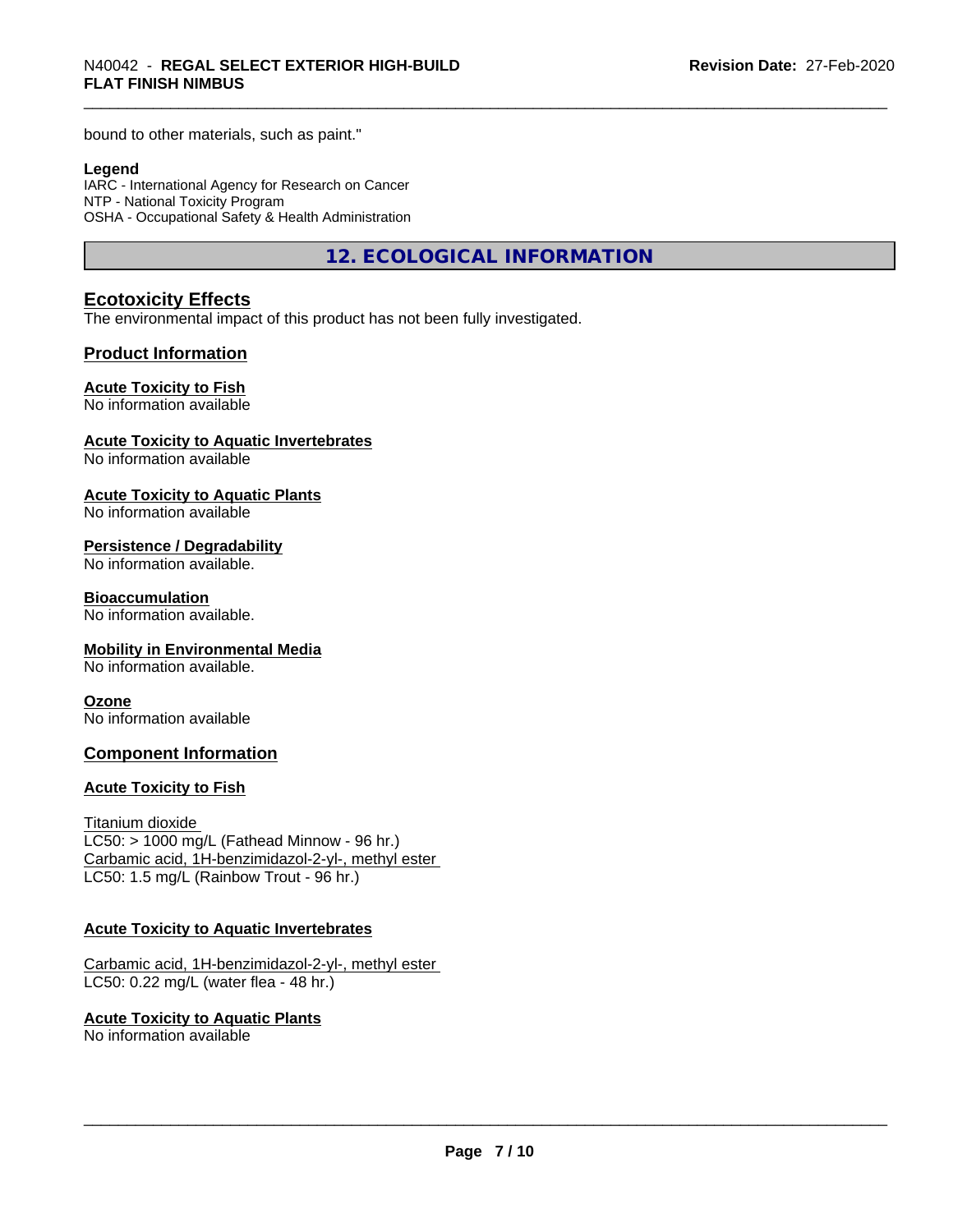bound to other materials, such as paint."

**Legend**
IARC - International Agency for Research on Cancer
NTP - National Toxicity Program
OSHA - Occupational Safety & Health Administration

## 12. ECOLOGICAL INFORMATION

### Ecotoxicity Effects

The environmental impact of this product has not been fully investigated.

### Product Information

**Acute Toxicity to Fish**
No information available

**Acute Toxicity to Aquatic Invertebrates**
No information available

**Acute Toxicity to Aquatic Plants**
No information available

**Persistence / Degradability**
No information available.

**Bioaccumulation**
No information available.

**Mobility in Environmental Media**
No information available.

**Ozone**
No information available

### Component Information

**Acute Toxicity to Fish**

Titanium dioxide
LC50: > 1000 mg/L (Fathead Minnow - 96 hr.)
Carbamic acid, 1H-benzimidazol-2-yl-, methyl ester
LC50: 1.5 mg/L (Rainbow Trout - 96 hr.)

**Acute Toxicity to Aquatic Invertebrates**

Carbamic acid, 1H-benzimidazol-2-yl-, methyl ester
LC50: 0.22 mg/L (water flea - 48 hr.)

**Acute Toxicity to Aquatic Plants**
No information available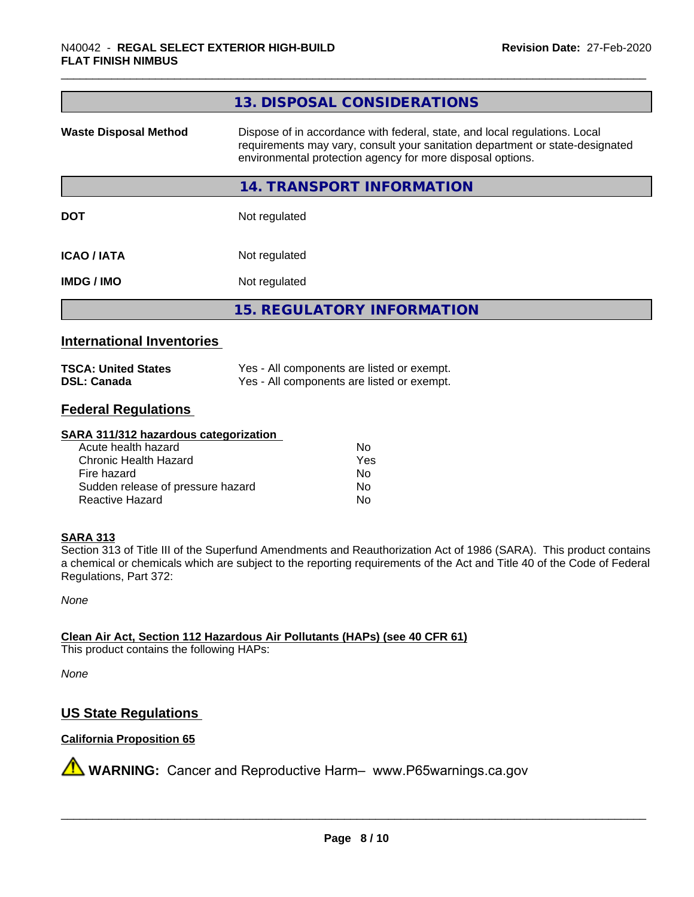## 13. DISPOSAL CONSIDERATIONS

| | |
|---|---|
| **Waste Disposal Method** | Dispose of in accordance with federal, state, and local regulations. Local requirements may vary, consult your sanitation department or state-designated environmental protection agency for more disposal options. |

## 14. TRANSPORT INFORMATION

| | |
|---|---|
| **DOT** | Not regulated |
| **ICAO / IATA** | Not regulated |
| **IMDG / IMO** | Not regulated |

## 15. REGULATORY INFORMATION

### International Inventories

| | |
|---|---|
| **TSCA: United States** | Yes - All components are listed or exempt. |
| **DSL: Canada** | Yes - All components are listed or exempt. |

### Federal Regulations

**SARA 311/312 hazardous categorization**

| | |
|---|---|
| Acute health hazard | No |
| Chronic Health Hazard | Yes |
| Fire hazard | No |
| Sudden release of pressure hazard | No |
| Reactive Hazard | No |

**SARA 313**

Section 313 of Title III of the Superfund Amendments and Reauthorization Act of 1986 (SARA). This product contains a chemical or chemicals which are subject to the reporting requirements of the Act and Title 40 of the Code of Federal Regulations, Part 372:

*None*

**Clean Air Act, Section 112 Hazardous Air Pollutants (HAPs) (see 40 CFR 61)**

This product contains the following HAPs:

*None*

### US State Regulations

**California Proposition 65**

⚠ **WARNING:** Cancer and Reproductive Harm– www.P65warnings.ca.gov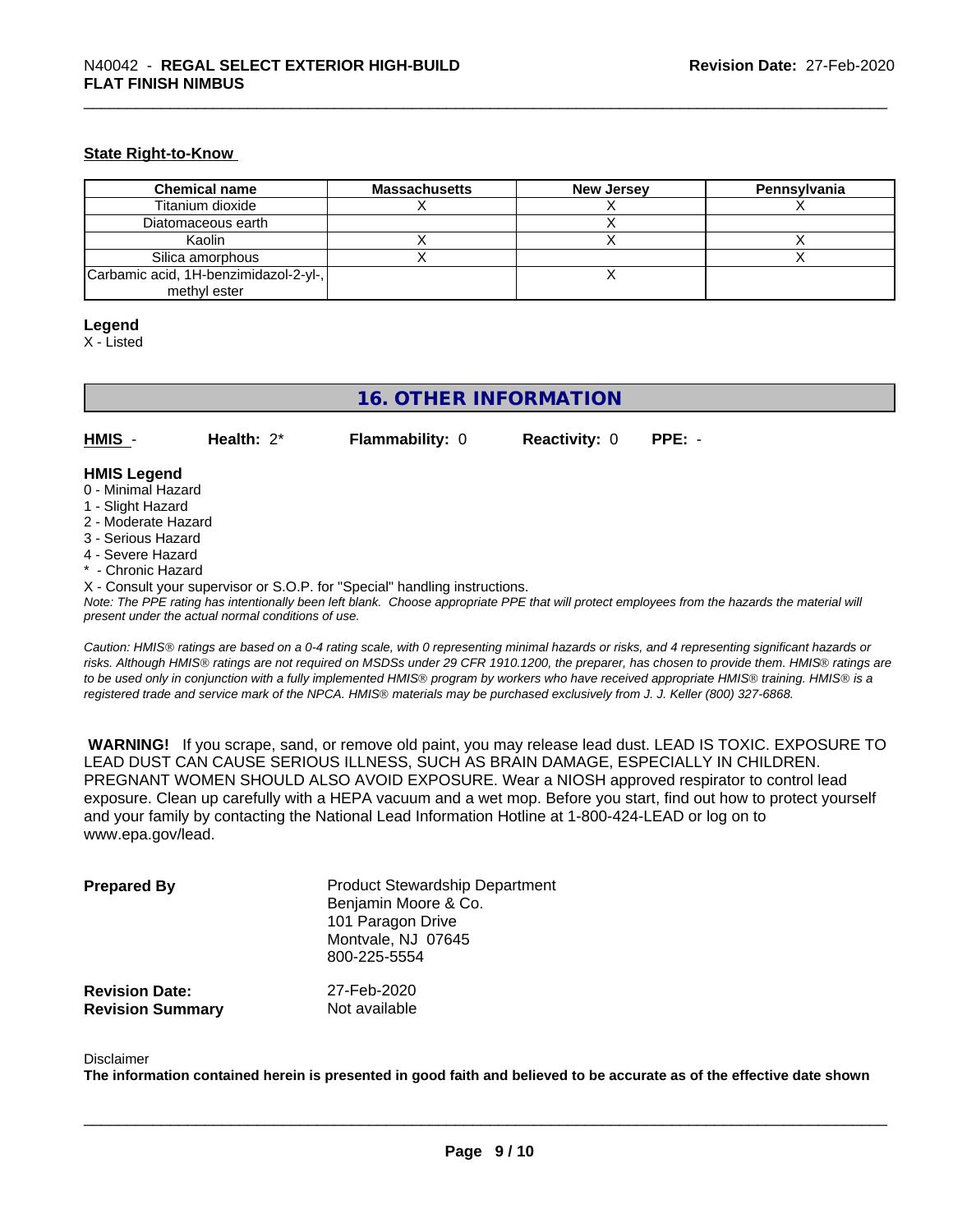**State Right-to-Know**

| Chemical name | Massachusetts | New Jersey | Pennsylvania |
|---|---|---|---|
| Titanium dioxide | X | X | X |
| Diatomaceous earth | | X | |
| Kaolin | X | X | X |
| Silica amorphous | X | | X |
| Carbamic acid, 1H-benzimidazol-2-yl-, methyl ester | | X | |

**Legend**

X - Listed

## 16. OTHER INFORMATION

**HMIS** - **Health:** 2* **Flammability:** 0 **Reactivity:** 0 **PPE:** -

**HMIS Legend**

0 - Minimal Hazard
1 - Slight Hazard
2 - Moderate Hazard
3 - Serious Hazard
4 - Severe Hazard
* - Chronic Hazard
X - Consult your supervisor or S.O.P. for "Special" handling instructions.

*Note: The PPE rating has intentionally been left blank. Choose appropriate PPE that will protect employees from the hazards the material will present under the actual normal conditions of use.*

*Caution: HMIS® ratings are based on a 0-4 rating scale, with 0 representing minimal hazards or risks, and 4 representing significant hazards or risks. Although HMIS® ratings are not required on MSDSs under 29 CFR 1910.1200, the preparer, has chosen to provide them. HMIS® ratings are to be used only in conjunction with a fully implemented HMIS® program by workers who have received appropriate HMIS® training. HMIS® is a registered trade and service mark of the NPCA. HMIS® materials may be purchased exclusively from J. J. Keller (800) 327-6868.*

**WARNING!** If you scrape, sand, or remove old paint, you may release lead dust. LEAD IS TOXIC. EXPOSURE TO LEAD DUST CAN CAUSE SERIOUS ILLNESS, SUCH AS BRAIN DAMAGE, ESPECIALLY IN CHILDREN. PREGNANT WOMEN SHOULD ALSO AVOID EXPOSURE. Wear a NIOSH approved respirator to control lead exposure. Clean up carefully with a HEPA vacuum and a wet mop. Before you start, find out how to protect yourself and your family by contacting the National Lead Information Hotline at 1-800-424-LEAD or log on to www.epa.gov/lead.

**Prepared By**
Product Stewardship Department
Benjamin Moore & Co.
101 Paragon Drive
Montvale, NJ 07645
800-225-5554

**Revision Date:** 27-Feb-2020
**Revision Summary** Not available

Disclaimer

**The information contained herein is presented in good faith and believed to be accurate as of the effective date shown**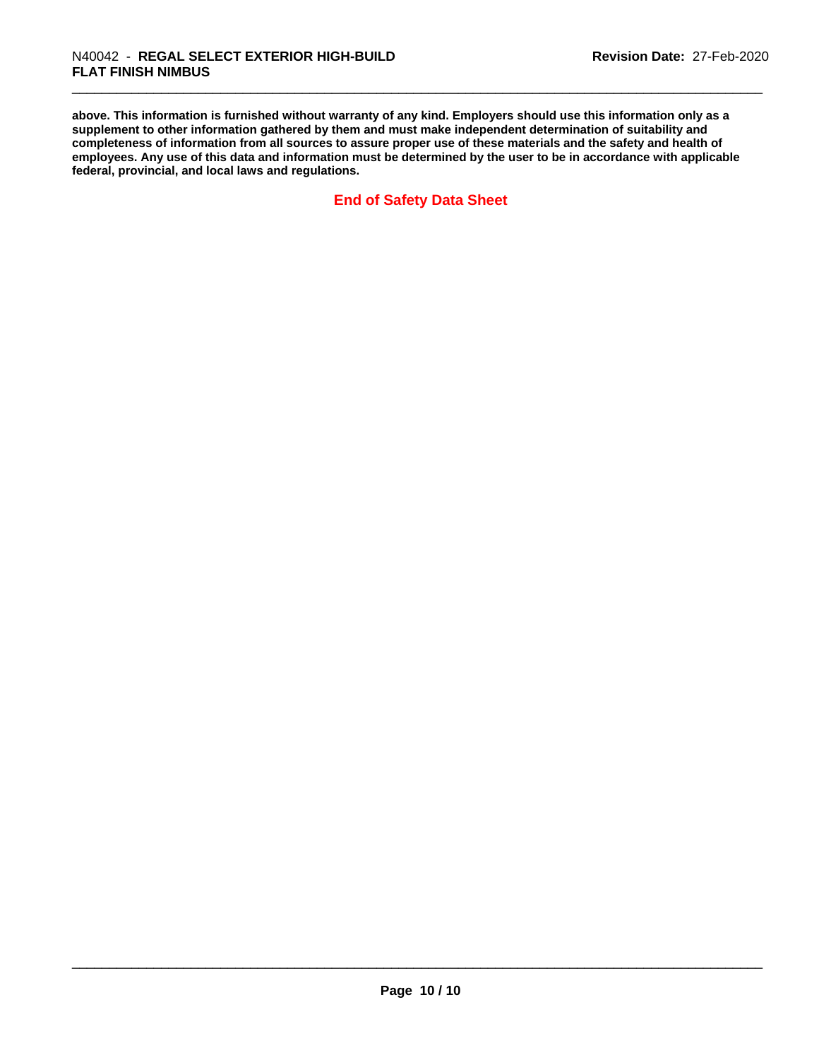**above. This information is furnished without warranty of any kind. Employers should use this information only as a supplement to other information gathered by them and must make independent determination of suitability and completeness of information from all sources to assure proper use of these materials and the safety and health of employees. Any use of this data and information must be determined by the user to be in accordance with applicable federal, provincial, and local laws and regulations.**

**End of Safety Data Sheet**